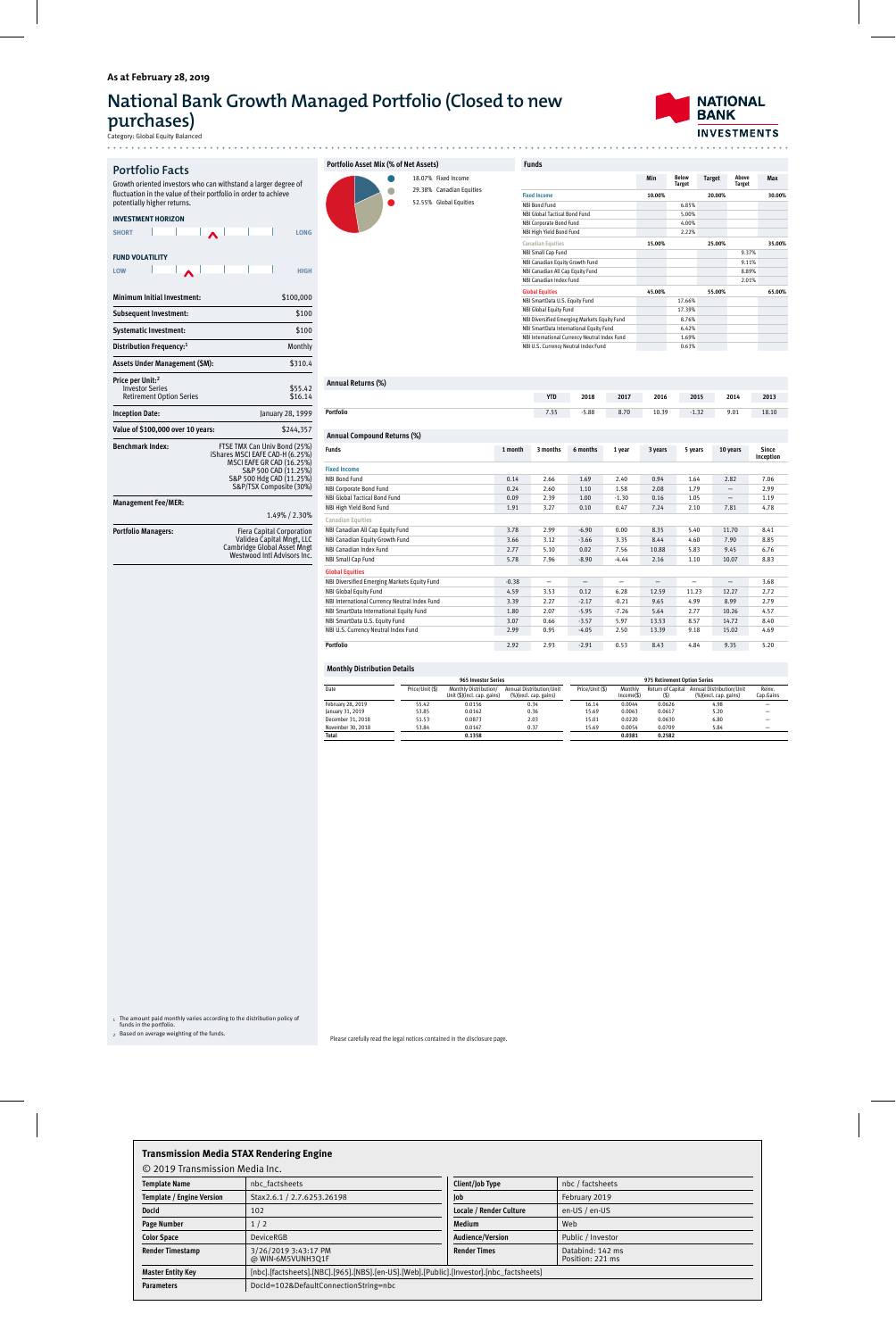As at February 28, 2019

# National Bank Growth Managed Portfolio (Closed to new purchases)

Category: Global Equity Balanced

NATIONAL BANK INVESTMENTS

## Portfolio Facts

Growth oriented investors who can withstand a larger degree of fluctuation in the value of their portfolio in order to achieve potentially higher returns.

**INVESTMENT HORIZON**

SHORT — LONG

**FUND VOLATILITY**

LOW — HIGH

| | |
|---|---|
| **Minimum Initial Investment:** | $100,000 |
| **Subsequent Investment:** | $100 |
| **Systematic Investment:** | $100 |
| **Distribution Frequency:**[1] | Monthly |
| **Assets Under Management ($M):** | $310.4 |
| **Price per Unit:**[2] Investor Series / Retirement Option Series | $55.42 / $16.14 |
| **Inception Date:** | January 28, 1999 |
| **Value of $100,000 over 10 years:** | $244,357 |
| **Benchmark Index:** | FTSE TMX Can Univ Bond (25%) iShares MSCI EAFE CAD-H (6.25%) MSCI EAFE GR CAD (16.25%) S&P 500 CAD (11.25%) S&P 500 Hdg CAD (11.25%) S&P/TSX Composite (30%) |
| **Management Fee/MER:** | 1.49% / 2.30% |
| **Portfolio Managers:** | Fiera Capital Corporation Validea Capital Mngt, LLC Cambridge Global Asset Mngt Westwood Intl Advisors Inc. |

## Portfolio Asset Mix (% of Net Assets)

- 18.07% Fixed Income
- 29.38% Canadian Equities
- 52.55% Global Equities

## Funds

| | Min | Below Target | Target | Above Target | Max |
|---|---|---|---|---|---|
| **Fixed Income** | 10.00% | | 20.00% | | 30.00% |
| NBI Bond Fund | | 6.85% | | | |
| NBI Global Tactical Bond Fund | | 5.00% | | | |
| NBI Corporate Bond Fund | | 4.00% | | | |
| NBI High Yield Bond Fund | | 2.22% | | | |
| **Canadian Equities** | 15.00% | | 25.00% | | 35.00% |
| NBI Small Cap Fund | | | | 9.37% | |
| NBI Canadian Equity Growth Fund | | | | 9.11% | |
| NBI Canadian All Cap Equity Fund | | | | 8.89% | |
| NBI Canadian Index Fund | | | | 2.01% | |
| **Global Equities** | 45.00% | | 55.00% | | 65.00% |
| NBI SmartData U.S. Equity Fund | | 17.66% | | | |
| NBI Global Equity Fund | | 17.39% | | | |
| NBI Diversified Emerging Markets Equity Fund | | 8.76% | | | |
| NBI SmartData International Equity Fund | | 6.42% | | | |
| NBI International Currency Neutral Index Fund | | 1.69% | | | |
| NBI U.S. Currency Neutral Index Fund | | 0.63% | | | |

## Annual Returns (%)

| | YTD | 2018 | 2017 | 2016 | 2015 | 2014 | 2013 |
|---|---|---|---|---|---|---|---|
| Portfolio | 7.55 | -5.88 | 8.70 | 10.39 | -1.32 | 9.01 | 18.10 |

## Annual Compound Returns (%)

| Funds | 1 month | 3 months | 6 months | 1 year | 3 years | 5 years | 10 years | Since Inception |
|---|---|---|---|---|---|---|---|---|
| **Fixed Income** | | | | | | | | |
| NBI Bond Fund | 0.14 | 2.66 | 1.69 | 2.40 | 0.94 | 1.64 | 2.82 | 7.06 |
| NBI Corporate Bond Fund | 0.24 | 2.60 | 1.10 | 1.58 | 2.08 | 1.79 | — | 2.99 |
| NBI Global Tactical Bond Fund | 0.09 | 2.39 | 1.00 | -1.30 | 0.16 | 1.05 | — | 1.19 |
| NBI High Yield Bond Fund | 1.91 | 3.27 | 0.10 | 0.47 | 7.24 | 2.10 | 7.81 | 4.78 |
| **Canadian Equities** | | | | | | | | |
| NBI Canadian All Cap Equity Fund | 3.78 | 2.99 | -6.90 | 0.00 | 8.35 | 5.40 | 11.70 | 8.41 |
| NBI Canadian Equity Growth Fund | 3.66 | 3.12 | -3.66 | 3.35 | 8.44 | 4.60 | 7.90 | 8.85 |
| NBI Canadian Index Fund | 2.77 | 5.10 | 0.02 | 7.56 | 10.88 | 5.83 | 9.45 | 6.76 |
| NBI Small Cap Fund | 5.78 | 7.96 | -8.90 | -4.44 | 2.16 | 1.10 | 10.07 | 8.83 |
| **Global Equities** | | | | | | | | |
| NBI Diversified Emerging Markets Equity Fund | -0.38 | — | — | — | — | — | — | 3.68 |
| NBI Global Equity Fund | 4.59 | 3.53 | 0.12 | 6.28 | 12.59 | 11.23 | 12.27 | 2.72 |
| NBI International Currency Neutral Index Fund | 3.39 | 2.27 | -2.17 | -0.21 | 9.65 | 4.99 | 8.99 | 2.79 |
| NBI SmartData International Equity Fund | 1.80 | 2.07 | -5.95 | -7.26 | 5.64 | 2.77 | 10.26 | 4.57 |
| NBI SmartData U.S. Equity Fund | 3.07 | 0.66 | -3.57 | 5.97 | 13.53 | 8.57 | 14.72 | 8.40 |
| NBI U.S. Currency Neutral Index Fund | 2.99 | 0.95 | -4.05 | 2.50 | 13.39 | 9.18 | 15.02 | 4.69 |
| **Portfolio** | 2.92 | 2.93 | -2.91 | 0.53 | 8.43 | 4.84 | 9.35 | 5.20 |

## Monthly Distribution Details

| | 965 Investor Series | | | 975 Retirement Option Series | | | | |
|---|---|---|---|---|---|---|---|---|
| Date | Price/Unit ($) | Monthly Distribution/ Unit ($)(incl. cap. gains) | Annual Distribution/Unit (%)(excl. cap. gains) | Price/Unit ($) | Monthly Income($) | Return of Capital ($) | Annual Distribution/Unit (%)(excl. cap. gains) | Reinv. Cap.Gains |
| February 28, 2019 | 55.42 | 0.0156 | 0.34 | 16.14 | 0.0044 | 0.0626 | 4.98 | — |
| January 31, 2019 | 53.85 | 0.0162 | 0.36 | 15.69 | 0.0063 | 0.0617 | 5.20 | — |
| December 31, 2018 | 51.53 | 0.0873 | 2.03 | 15.01 | 0.0220 | 0.0630 | 6.80 | — |
| November 30, 2018 | 53.84 | 0.0167 | 0.37 | 15.69 | 0.0054 | 0.0709 | 5.84 | — |
| **Total** | | **0.1358** | | | **0.0381** | **0.2582** | | |

1 The amount paid monthly varies according to the distribution policy of funds in the portfolio.

2 Based on average weighting of the funds.

Please carefully read the legal notices contained in the disclosure page.

## Transmission Media STAX Rendering Engine

© 2019 Transmission Media Inc.

| | | | |
|---|---|---|---|
| **Template Name** | nbc_factsheets | **Client/Job Type** | nbc / factsheets |
| **Template / Engine Version** | Stax2.6.1 / 2.7.6253.26198 | **Job** | February 2019 |
| **DocId** | 102 | **Locale / Render Culture** | en-US / en-US |
| **Page Number** | 1 / 2 | **Medium** | Web |
| **Color Space** | DeviceRGB | **Audience/Version** | Public / Investor |
| **Render Timestamp** | 3/26/2019 3:43:17 PM @ WIN-6MSVUNH3Q1F | **Render Times** | Databind: 142 ms Position: 221 ms |
| **Master Entity Key** | [nbc].[factsheets].[NBC].[965].[NBS].[en-US].[Web].[Public].[Investor].[nbc_factsheets] | | |
| **Parameters** | DocId=102&DefaultConnectionString=nbc | | |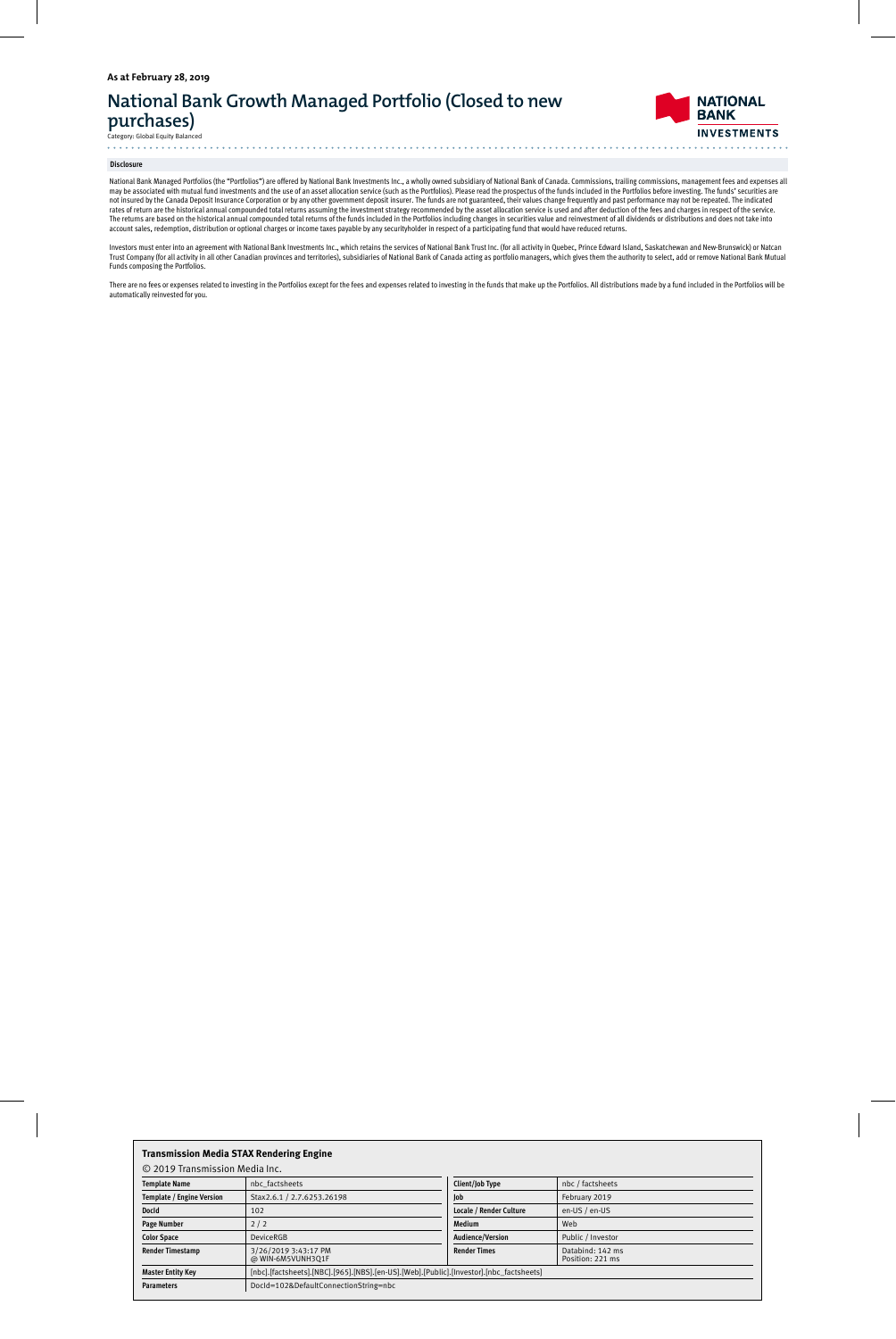**As at February 28, 2019**

# National Bank Growth Managed Portfolio (Closed to new purchases)

Category: Global Equity Balanced

NATIONAL BANK INVESTMENTS

## Disclosure

National Bank Managed Portfolios (the "Portfolios") are offered by National Bank Investments Inc., a wholly owned subsidiary of National Bank of Canada. Commissions, trailing commissions, management fees and expenses all may be associated with mutual fund investments and the use of an asset allocation service (such as the Portfolios). Please read the prospectus of the funds included in the Portfolios before investing. The funds' securities are not insured by the Canada Deposit Insurance Corporation or by any other government deposit insurer. The funds are not guaranteed, their values change frequently and past performance may not be repeated. The indicated rates of return are the historical annual compounded total returns assuming the investment strategy recommended by the asset allocation service is used and after deduction of the fees and charges in respect of the service. The returns are based on the historical annual compounded total returns of the funds included in the Portfolios including changes in securities value and reinvestment of all dividends or distributions and does not take into account sales, redemption, distribution or optional charges or income taxes payable by any securityholder in respect of a participating fund that would have reduced returns.

Investors must enter into an agreement with National Bank Investments Inc., which retains the services of National Bank Trust Inc. (for all activity in Quebec, Prince Edward Island, Saskatchewan and New-Brunswick) or Natcan Trust Company (for all activity in all other Canadian provinces and territories), subsidiaries of National Bank of Canada acting as portfolio managers, which gives them the authority to select, add or remove National Bank Mutual Funds composing the Portfolios.

There are no fees or expenses related to investing in the Portfolios except for the fees and expenses related to investing in the funds that make up the Portfolios. All distributions made by a fund included in the Portfolios will be automatically reinvested for you.